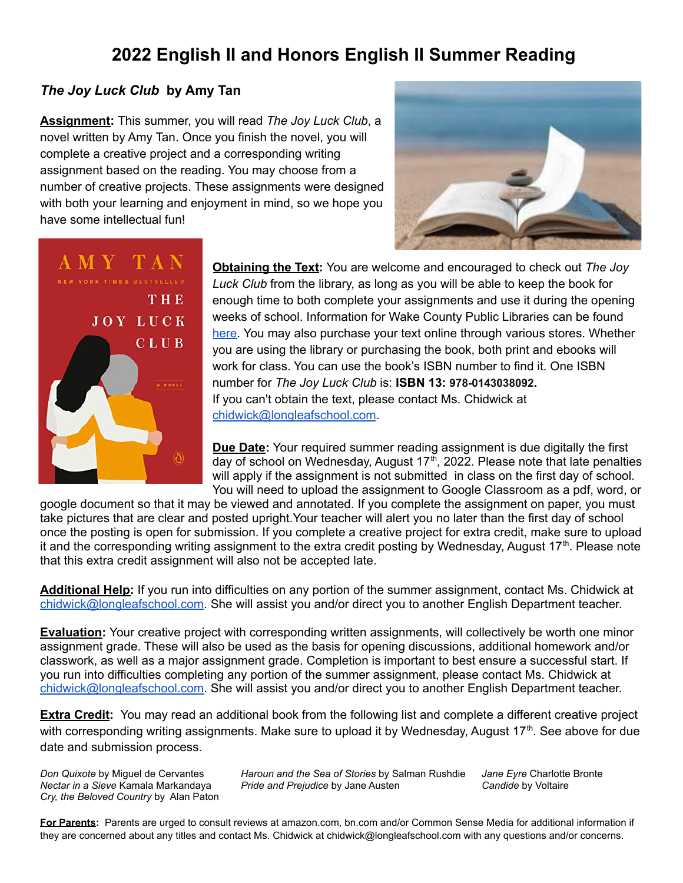# 2022 English II and Honors English II Summer Reading

### *The Joy Luck Club* by Amy Tan

**Assignment:** This summer, you will read *The Joy Luck Club*, a novel written by Amy Tan. Once you finish the novel, you will complete a creative project and a corresponding writing assignment based on the reading. You may choose from a number of creative projects. These assignments were designed with both your learning and enjoyment in mind, so we hope you have some intellectual fun!

**Obtaining the Text:** You are welcome and encouraged to check out *The Joy Luck Club* from the library, as long as you will be able to keep the book for enough time to both complete your assignments and use it during the opening weeks of school. Information for Wake County Public Libraries can be found here. You may also purchase your text online through various stores. Whether you are using the library or purchasing the book, both print and ebooks will work for class. You can use the book's ISBN number to find it. One ISBN number for *The Joy Luck Club* is: **ISBN 13: 978-0143038092.**
If you can't obtain the text, please contact Ms. Chidwick at chidwick@longleafschool.com.

**Due Date:** Your required summer reading assignment is due digitally the first day of school on Wednesday, August 17th, 2022. Please note that late penalties will apply if the assignment is not submitted in class on the first day of school. You will need to upload the assignment to Google Classroom as a pdf, word, or google document so that it may be viewed and annotated. If you complete the assignment on paper, you must take pictures that are clear and posted upright. Your teacher will alert you no later than the first day of school once the posting is open for submission. If you complete a creative project for extra credit, make sure to upload it and the corresponding writing assignment to the extra credit posting by Wednesday, August 17th. Please note that this extra credit assignment will also not be accepted late.

**Additional Help:** If you run into difficulties on any portion of the summer assignment, contact Ms. Chidwick at chidwick@longleafschool.com. She will assist you and/or direct you to another English Department teacher.

**Evaluation:** Your creative project with corresponding written assignments, will collectively be worth one minor assignment grade. These will also be used as the basis for opening discussions, additional homework and/or classwork, as well as a major assignment grade. Completion is important to best ensure a successful start. If you run into difficulties completing any portion of the summer assignment, please contact Ms. Chidwick at chidwick@longleafschool.com. She will assist you and/or direct you to another English Department teacher.

**Extra Credit:** You may read an additional book from the following list and complete a different creative project with corresponding writing assignments. Make sure to upload it by Wednesday, August 17th. See above for due date and submission process.

- *Don Quixote* by Miguel de Cervantes
- *Nectar in a Sieve* Kamala Markandaya
- *Cry, the Beloved Country* by Alan Paton
- *Haroun and the Sea of Stories* by Salman Rushdie
- *Pride and Prejudice* by Jane Austen
- *Jane Eyre* Charlotte Bronte
- *Candide* by Voltaire

**For Parents:** Parents are urged to consult reviews at amazon.com, bn.com and/or Common Sense Media for additional information if they are concerned about any titles and contact Ms. Chidwick at chidwick@longleafschool.com with any questions and/or concerns.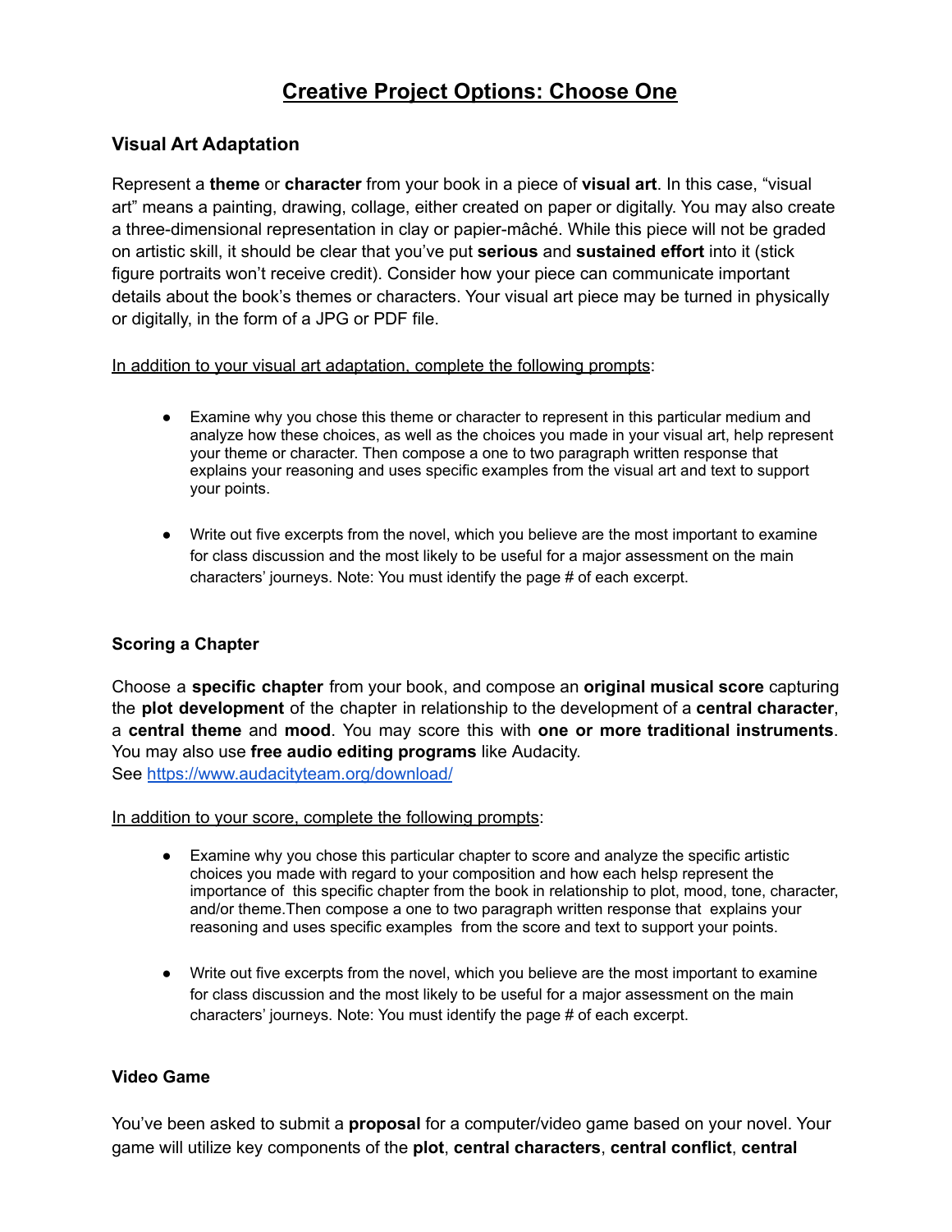# Creative Project Options: Choose One

## Visual Art Adaptation

Represent a **theme** or **character** from your book in a piece of **visual art**. In this case, "visual art" means a painting, drawing, collage, either created on paper or digitally. You may also create a three-dimensional representation in clay or papier-mâché. While this piece will not be graded on artistic skill, it should be clear that you've put **serious** and **sustained effort** into it (stick figure portraits won't receive credit). Consider how your piece can communicate important details about the book's themes or characters. Your visual art piece may be turned in physically or digitally, in the form of a JPG or PDF file.

In addition to your visual art adaptation, complete the following prompts:

- Examine why you chose this theme or character to represent in this particular medium and analyze how these choices, as well as the choices you made in your visual art, help represent your theme or character. Then compose a one to two paragraph written response that explains your reasoning and uses specific examples from the visual art and text to support your points.
- Write out five excerpts from the novel, which you believe are the most important to examine for class discussion and the most likely to be useful for a major assessment on the main characters' journeys. Note: You must identify the page # of each excerpt.

## Scoring a Chapter

Choose a **specific chapter** from your book, and compose an **original musical score** capturing the **plot development** of the chapter in relationship to the development of a **central character**, a **central theme** and **mood**. You may score this with **one or more traditional instruments**. You may also use **free audio editing programs** like Audacity.
See https://www.audacityteam.org/download/

In addition to your score, complete the following prompts:

- Examine why you chose this particular chapter to score and analyze the specific artistic choices you made with regard to your composition and how each helsp represent the importance of this specific chapter from the book in relationship to plot, mood, tone, character, and/or theme.Then compose a one to two paragraph written response that explains your reasoning and uses specific examples from the score and text to support your points.
- Write out five excerpts from the novel, which you believe are the most important to examine for class discussion and the most likely to be useful for a major assessment on the main characters' journeys. Note: You must identify the page # of each excerpt.

## Video Game

You've been asked to submit a **proposal** for a computer/video game based on your novel. Your game will utilize key components of the **plot**, **central characters**, **central conflict**, **central**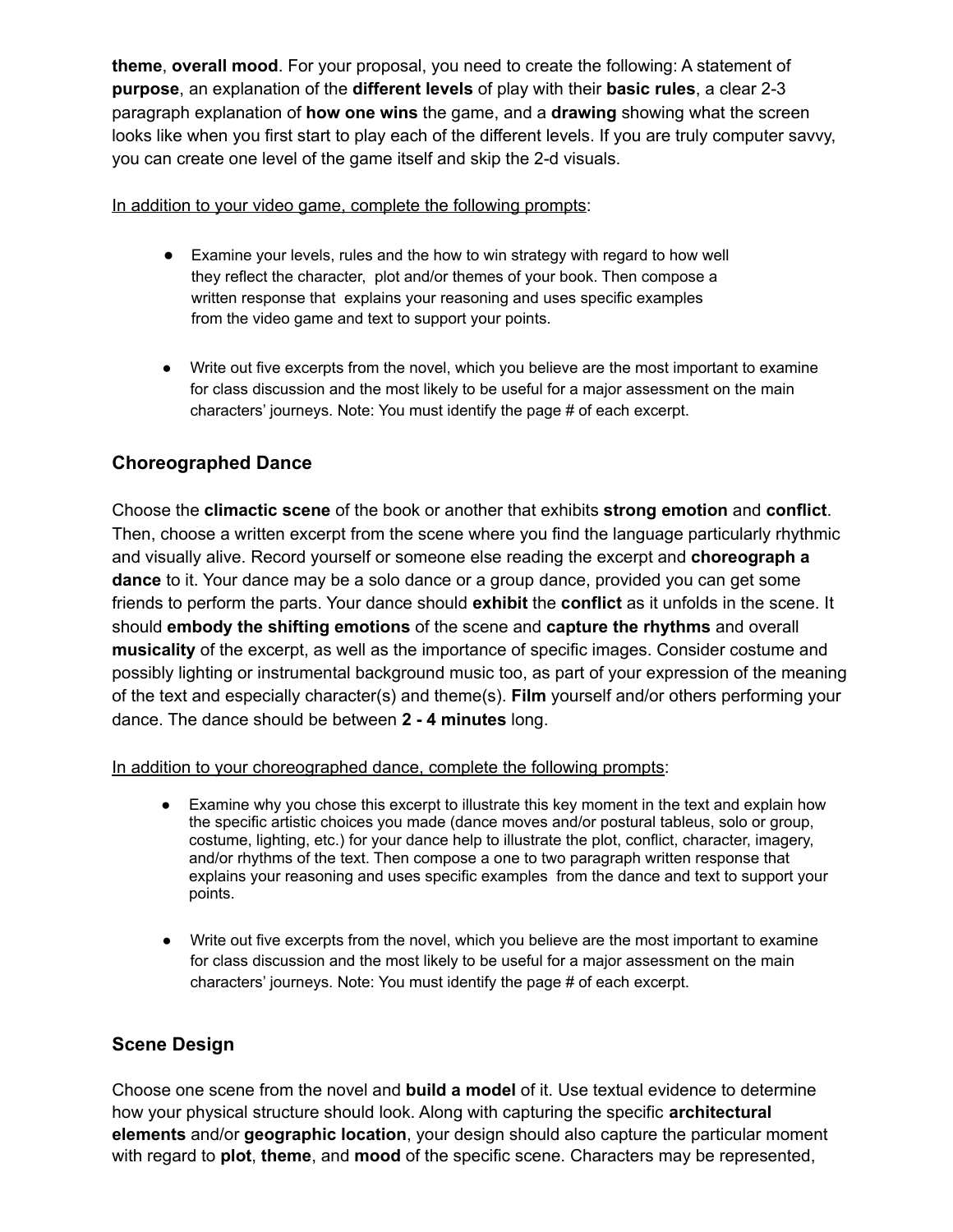**theme**, **overall mood**. For your proposal, you need to create the following: A statement of **purpose**, an explanation of the **different levels** of play with their **basic rules**, a clear 2-3 paragraph explanation of **how one wins** the game, and a **drawing** showing what the screen looks like when you first start to play each of the different levels. If you are truly computer savvy, you can create one level of the game itself and skip the 2-d visuals.

<u>In addition to your video game, complete the following prompts</u>:

- Examine your levels, rules and the how to win strategy with regard to how well they reflect the character, plot and/or themes of your book. Then compose a written response that explains your reasoning and uses specific examples from the video game and text to support your points.

- Write out five excerpts from the novel, which you believe are the most important to examine for class discussion and the most likely to be useful for a major assessment on the main characters' journeys. Note: You must identify the page # of each excerpt.

## Choreographed Dance

Choose the **climactic scene** of the book or another that exhibits **strong emotion** and **conflict**. Then, choose a written excerpt from the scene where you find the language particularly rhythmic and visually alive. Record yourself or someone else reading the excerpt and **choreograph a dance** to it. Your dance may be a solo dance or a group dance, provided you can get some friends to perform the parts. Your dance should **exhibit** the **conflict** as it unfolds in the scene. It should **embody the shifting emotions** of the scene and **capture the rhythms** and overall **musicality** of the excerpt, as well as the importance of specific images. Consider costume and possibly lighting or instrumental background music too, as part of your expression of the meaning of the text and especially character(s) and theme(s). **Film** yourself and/or others performing your dance. The dance should be between **2 - 4 minutes** long.

<u>In addition to your choreographed dance, complete the following prompts</u>:

- Examine why you chose this excerpt to illustrate this key moment in the text and explain how the specific artistic choices you made (dance moves and/or postural tableus, solo or group, costume, lighting, etc.) for your dance help to illustrate the plot, conflict, character, imagery, and/or rhythms of the text. Then compose a one to two paragraph written response that explains your reasoning and uses specific examples from the dance and text to support your points.

- Write out five excerpts from the novel, which you believe are the most important to examine for class discussion and the most likely to be useful for a major assessment on the main characters' journeys. Note: You must identify the page # of each excerpt.

## Scene Design

Choose one scene from the novel and **build a model** of it. Use textual evidence to determine how your physical structure should look. Along with capturing the specific **architectural elements** and/or **geographic location**, your design should also capture the particular moment with regard to **plot**, **theme**, and **mood** of the specific scene. Characters may be represented,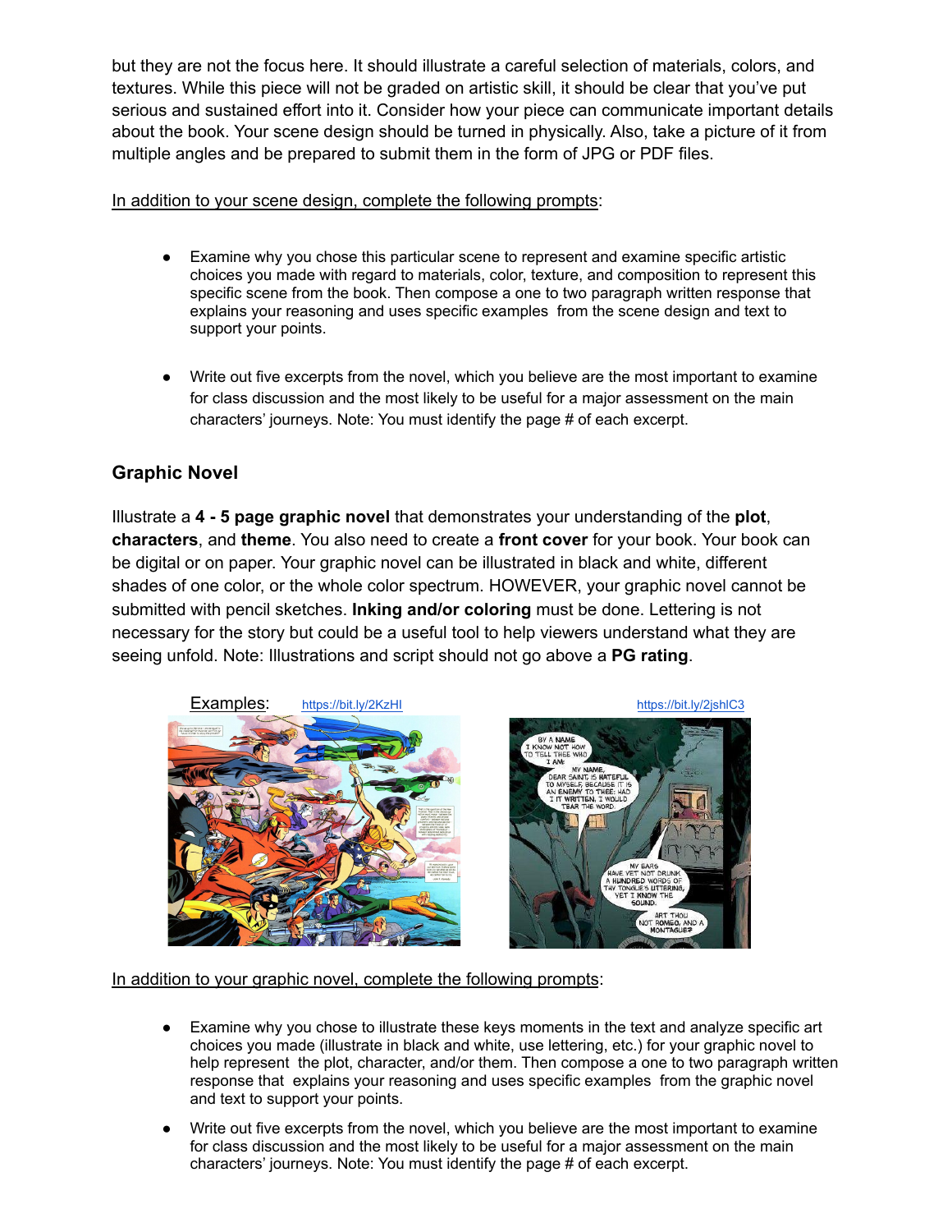but they are not the focus here. It should illustrate a careful selection of materials, colors, and textures. While this piece will not be graded on artistic skill, it should be clear that you've put serious and sustained effort into it. Consider how your piece can communicate important details about the book. Your scene design should be turned in physically. Also, take a picture of it from multiple angles and be prepared to submit them in the form of JPG or PDF files.

In addition to your scene design, complete the following prompts:

- Examine why you chose this particular scene to represent and examine specific artistic choices you made with regard to materials, color, texture, and composition to represent this specific scene from the book. Then compose a one to two paragraph written response that explains your reasoning and uses specific examples from the scene design and text to support your points.

- Write out five excerpts from the novel, which you believe are the most important to examine for class discussion and the most likely to be useful for a major assessment on the main characters' journeys. Note: You must identify the page # of each excerpt.

## Graphic Novel

Illustrate a **4 - 5 page graphic novel** that demonstrates your understanding of the **plot**, **characters**, and **theme**. You also need to create a **front cover** for your book. Your book can be digital or on paper. Your graphic novel can be illustrated in black and white, different shades of one color, or the whole color spectrum. HOWEVER, your graphic novel cannot be submitted with pencil sketches. **Inking and/or coloring** must be done. Lettering is not necessary for the story but could be a useful tool to help viewers understand what they are seeing unfold. Note: Illustrations and script should not go above a **PG rating**.

Examples: https://bit.ly/2KzHIl https://bit.ly/2jshlC3

In addition to your graphic novel, complete the following prompts:

- Examine why you chose to illustrate these keys moments in the text and analyze specific art choices you made (illustrate in black and white, use lettering, etc.) for your graphic novel to help represent the plot, character, and/or them. Then compose a one to two paragraph written response that explains your reasoning and uses specific examples from the graphic novel and text to support your points.
- Write out five excerpts from the novel, which you believe are the most important to examine for class discussion and the most likely to be useful for a major assessment on the main characters' journeys. Note: You must identify the page # of each excerpt.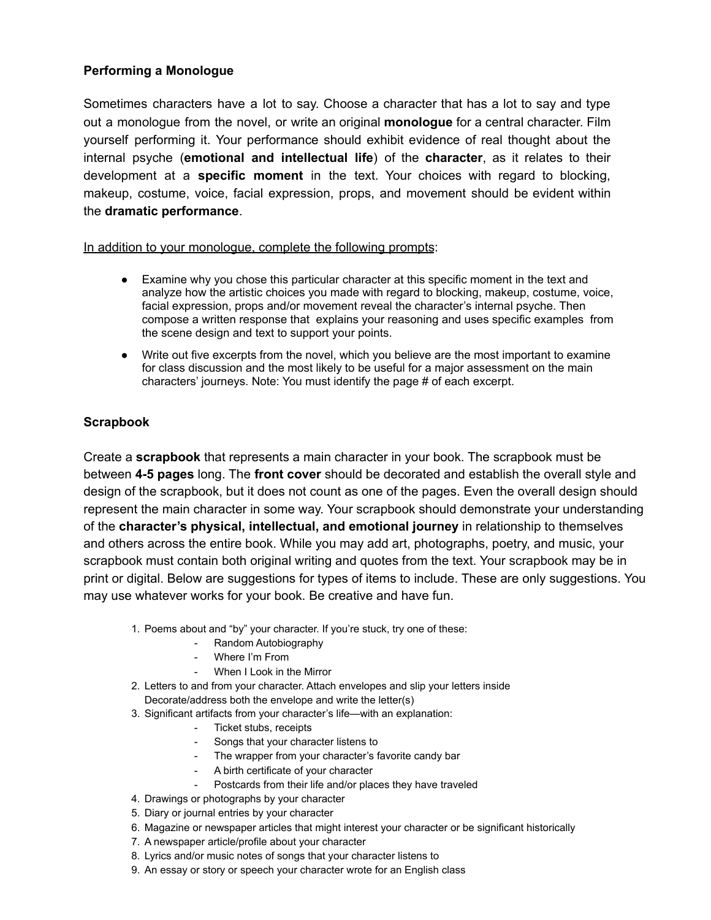### Performing a Monologue

Sometimes characters have a lot to say. Choose a character that has a lot to say and type out a monologue from the novel, or write an original **monologue** for a central character. Film yourself performing it. Your performance should exhibit evidence of real thought about the internal psyche (**emotional and intellectual life**) of the **character**, as it relates to their development at a **specific moment** in the text. Your choices with regard to blocking, makeup, costume, voice, facial expression, props, and movement should be evident within the **dramatic performance**.

<u>In addition to your monologue, complete the following prompts</u>:

- Examine why you chose this particular character at this specific moment in the text and analyze how the artistic choices you made with regard to blocking, makeup, costume, voice, facial expression, props and/or movement reveal the character's internal psyche. Then compose a written response that explains your reasoning and uses specific examples from the scene design and text to support your points.
- Write out five excerpts from the novel, which you believe are the most important to examine for class discussion and the most likely to be useful for a major assessment on the main characters' journeys. Note: You must identify the page # of each excerpt.

### Scrapbook

Create a **scrapbook** that represents a main character in your book. The scrapbook must be between **4-5 pages** long. The **front cover** should be decorated and establish the overall style and design of the scrapbook, but it does not count as one of the pages. Even the overall design should represent the main character in some way. Your scrapbook should demonstrate your understanding of the **character's physical, intellectual, and emotional journey** in relationship to themselves and others across the entire book. While you may add art, photographs, poetry, and music, your scrapbook must contain both original writing and quotes from the text. Your scrapbook may be in print or digital. Below are suggestions for types of items to include. These are only suggestions. You may use whatever works for your book. Be creative and have fun.

1. Poems about and "by" your character. If you're stuck, try one of these:
   - Random Autobiography
   - Where I'm From
   - When I Look in the Mirror
2. Letters to and from your character. Attach envelopes and slip your letters inside Decorate/address both the envelope and write the letter(s)
3. Significant artifacts from your character's life—with an explanation:
   - Ticket stubs, receipts
   - Songs that your character listens to
   - The wrapper from your character's favorite candy bar
   - A birth certificate of your character
   - Postcards from their life and/or places they have traveled
4. Drawings or photographs by your character
5. Diary or journal entries by your character
6. Magazine or newspaper articles that might interest your character or be significant historically
7. A newspaper article/profile about your character
8. Lyrics and/or music notes of songs that your character listens to
9. An essay or story or speech your character wrote for an English class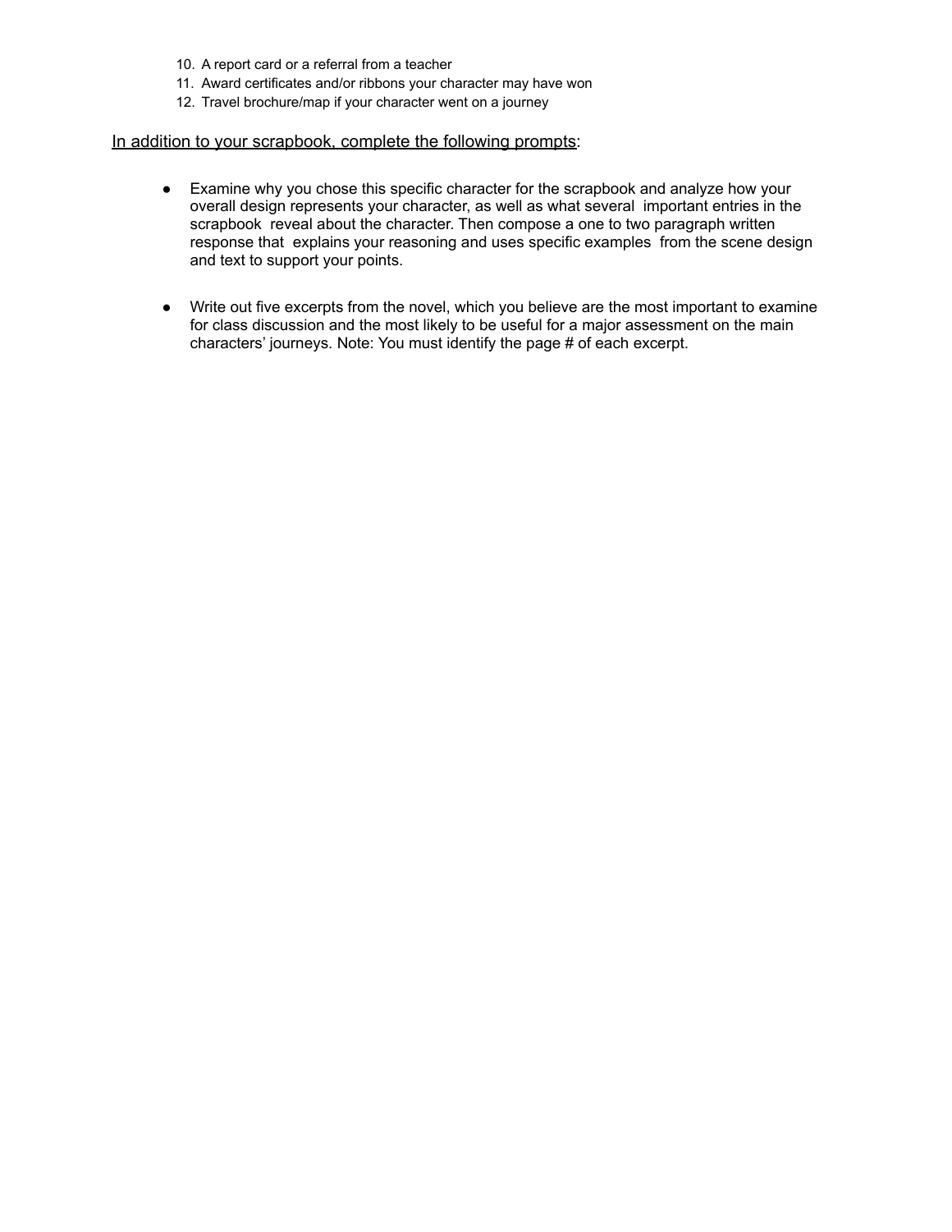10. A report card or a referral from a teacher
11. Award certificates and/or ribbons your character may have won
12. Travel brochure/map if your character went on a journey

<u>In addition to your scrapbook, complete the following prompts</u>:

- Examine why you chose this specific character for the scrapbook and analyze how your overall design represents your character, as well as what several important entries in the scrapbook reveal about the character. Then compose a one to two paragraph written response that explains your reasoning and uses specific examples from the scene design and text to support your points.

- Write out five excerpts from the novel, which you believe are the most important to examine for class discussion and the most likely to be useful for a major assessment on the main characters' journeys. Note: You must identify the page # of each excerpt.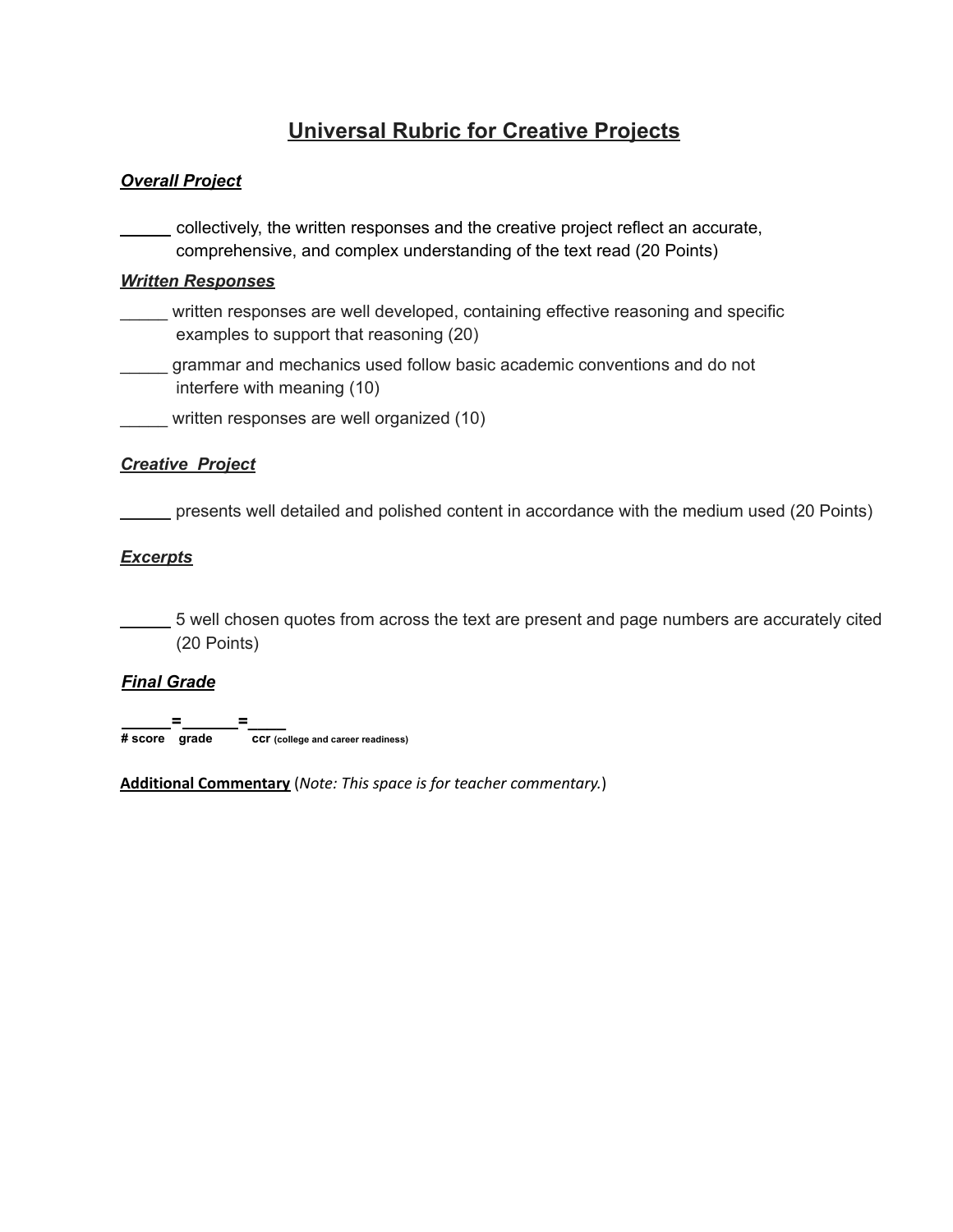# Universal Rubric for Creative Projects

***Overall Project***

______ collectively, the written responses and the creative project reflect an accurate, comprehensive, and complex understanding of the text read (20 Points)

***Written Responses***

_____ written responses are well developed, containing effective reasoning and specific examples to support that reasoning (20)

_____ grammar and mechanics used follow basic academic conventions and do not interfere with meaning (10)

_____ written responses are well organized (10)

***Creative Project***

______ presents well detailed and polished content in accordance with the medium used (20 Points)

***Excerpts***

______ 5 well chosen quotes from across the text are present and page numbers are accurately cited (20 Points)

***Final Grade***

**______=_______=_____**
**# score grade ccr** (college and career readiness)

**Additional Commentary** (*Note: This space is for teacher commentary.*)